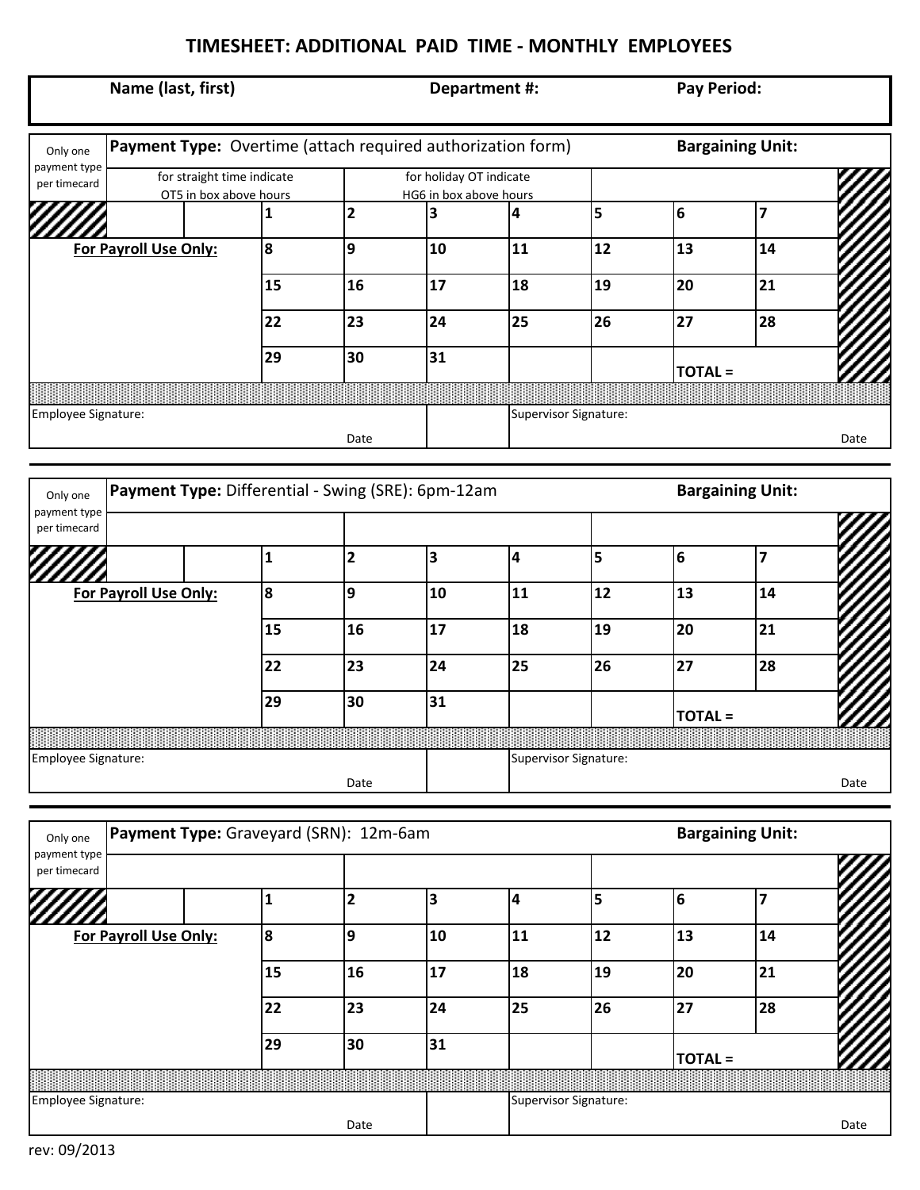# TIMESHEET: ADDITIONAL PAID TIME - MONTHLY EMPLOYEES

| Name (last, first) | Department #: | Pay Period: |
|---|---|---|
| | | |

| Only one payment type per timecard | **Payment Type:** Overtime (attach required authorization form) | | | | | | **Bargaining Unit:** | |
|---|---|---|---|---|---|---|---|---|
| | for straight time indicate OT5 in box above hours | | | for holiday OT indicate HG6 in box above hours | | | | |
| | | 1 | 2 | 3 | 4 | 5 | 6 | 7 |
| **For Payroll Use Only:** | | 8 | 9 | 10 | 11 | 12 | 13 | 14 |
| | | 15 | 16 | 17 | 18 | 19 | 20 | 21 |
| | | 22 | 23 | 24 | 25 | 26 | 27 | 28 |
| | | 29 | 30 | 31 | | | TOTAL = | |

| Employee Signature: | Date | | Supervisor Signature: | Date |
|---|---|---|---|---|

| Only one payment type per timecard | **Payment Type:** Differential - Swing (SRE): 6pm-12am | | | | | | **Bargaining Unit:** | |
|---|---|---|---|---|---|---|---|---|
| | | | | | | | | |
| | | 1 | 2 | 3 | 4 | 5 | 6 | 7 |
| **For Payroll Use Only:** | | 8 | 9 | 10 | 11 | 12 | 13 | 14 |
| | | 15 | 16 | 17 | 18 | 19 | 20 | 21 |
| | | 22 | 23 | 24 | 25 | 26 | 27 | 28 |
| | | 29 | 30 | 31 | | | TOTAL = | |

| Employee Signature: | Date | | Supervisor Signature: | Date |
|---|---|---|---|---|

| Only one payment type per timecard | **Payment Type:** Graveyard (SRN): 12m-6am | | | | | | **Bargaining Unit:** | |
|---|---|---|---|---|---|---|---|---|
| | | | | | | | | |
| | | 1 | 2 | 3 | 4 | 5 | 6 | 7 |
| **For Payroll Use Only:** | | 8 | 9 | 10 | 11 | 12 | 13 | 14 |
| | | 15 | 16 | 17 | 18 | 19 | 20 | 21 |
| | | 22 | 23 | 24 | 25 | 26 | 27 | 28 |
| | | 29 | 30 | 31 | | | TOTAL = | |

| Employee Signature: | Date | | Supervisor Signature: | Date |
|---|---|---|---|---|

rev: 09/2013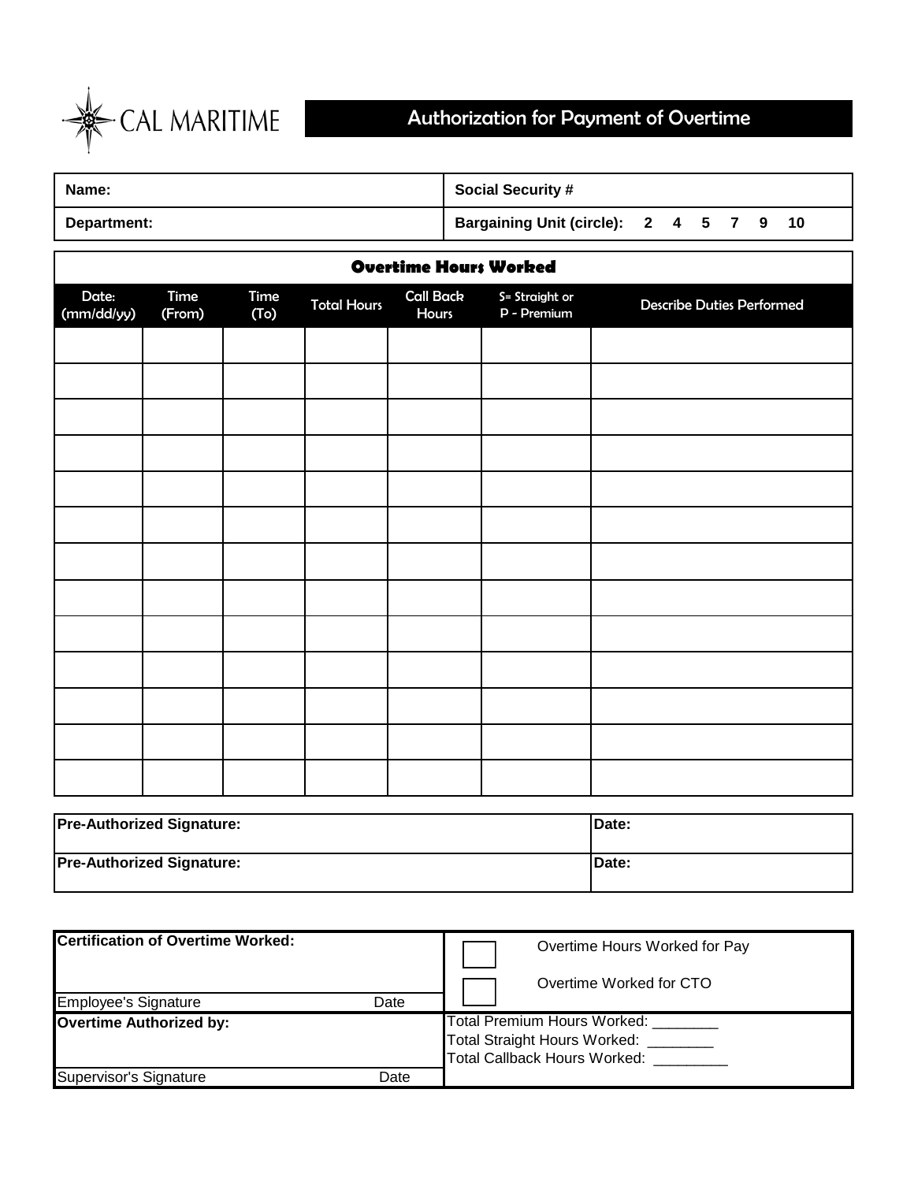CAL MARITIME

# Authorization for Payment of Overtime

| Name: | Social Security # |
|---|---|
| Department: | Bargaining Unit (circle): 2 4 5 7 9 10 |

## Overtime Hours Worked

| Date: (mm/dd/yy) | Time (From) | Time (To) | Total Hours | Call Back Hours | S= Straight or P - Premium | Describe Duties Performed |
|---|---|---|---|---|---|---|
| | | | | | | |
| | | | | | | |
| | | | | | | |
| | | | | | | |
| | | | | | | |
| | | | | | | |
| | | | | | | |
| | | | | | | |
| | | | | | | |
| | | | | | | |
| | | | | | | |
| | | | | | | |
| | | | | | | |

| Pre-Authorized Signature: | Date: |
|---|---|
| Pre-Authorized Signature: | Date: |

| | |
|---|---|
| **Certification of Overtime Worked:**<br><br>Employee's Signature Date | ☐ Overtime Hours Worked for Pay<br>☐ Overtime Worked for CTO |
| **Overtime Authorized by:**<br><br>Supervisor's Signature Date | Total Premium Hours Worked: ________<br>Total Straight Hours Worked: ________<br>Total Callback Hours Worked: _________ |